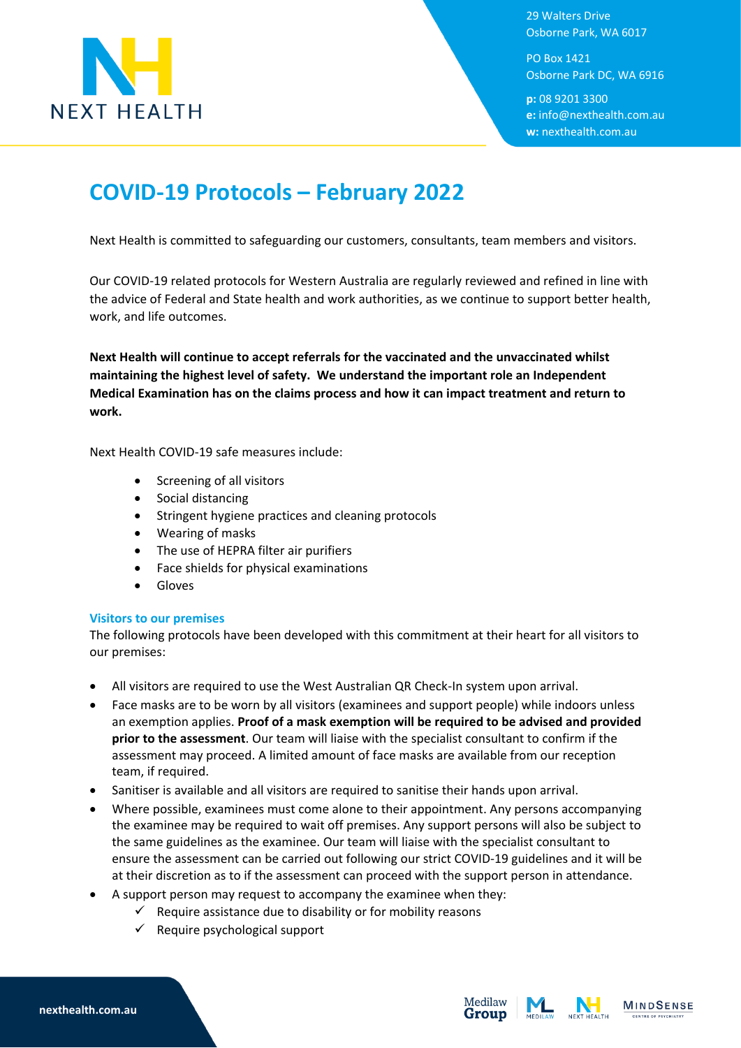NEXT HEALTH

29 Walters Drive
Osborne Park, WA 6017

PO Box 1421
Osborne Park DC, WA 6916

**p:** 08 9201 3300
**e:** info@nexthealth.com.au
**w:** nexthealth.com.au

# COVID-19 Protocols – February 2022

Next Health is committed to safeguarding our customers, consultants, team members and visitors.

Our COVID-19 related protocols for Western Australia are regularly reviewed and refined in line with the advice of Federal and State health and work authorities, as we continue to support better health, work, and life outcomes.

**Next Health will continue to accept referrals for the vaccinated and the unvaccinated whilst maintaining the highest level of safety. We understand the important role an Independent Medical Examination has on the claims process and how it can impact treatment and return to work.**

Next Health COVID-19 safe measures include:

- Screening of all visitors
- Social distancing
- Stringent hygiene practices and cleaning protocols
- Wearing of masks
- The use of HEPRA filter air purifiers
- Face shields for physical examinations
- Gloves

## Visitors to our premises

The following protocols have been developed with this commitment at their heart for all visitors to our premises:

- All visitors are required to use the West Australian QR Check-In system upon arrival.
- Face masks are to be worn by all visitors (examinees and support people) while indoors unless an exemption applies. **Proof of a mask exemption will be required to be advised and provided prior to the assessment**. Our team will liaise with the specialist consultant to confirm if the assessment may proceed. A limited amount of face masks are available from our reception team, if required.
- Sanitiser is available and all visitors are required to sanitise their hands upon arrival.
- Where possible, examinees must come alone to their appointment. Any persons accompanying the examinee may be required to wait off premises. Any support persons will also be subject to the same guidelines as the examinee. Our team will liaise with the specialist consultant to ensure the assessment can be carried out following our strict COVID-19 guidelines and it will be at their discretion as to if the assessment can proceed with the support person in attendance.
- A support person may request to accompany the examinee when they:
  - ✓ Require assistance due to disability or for mobility reasons
  - ✓ Require psychological support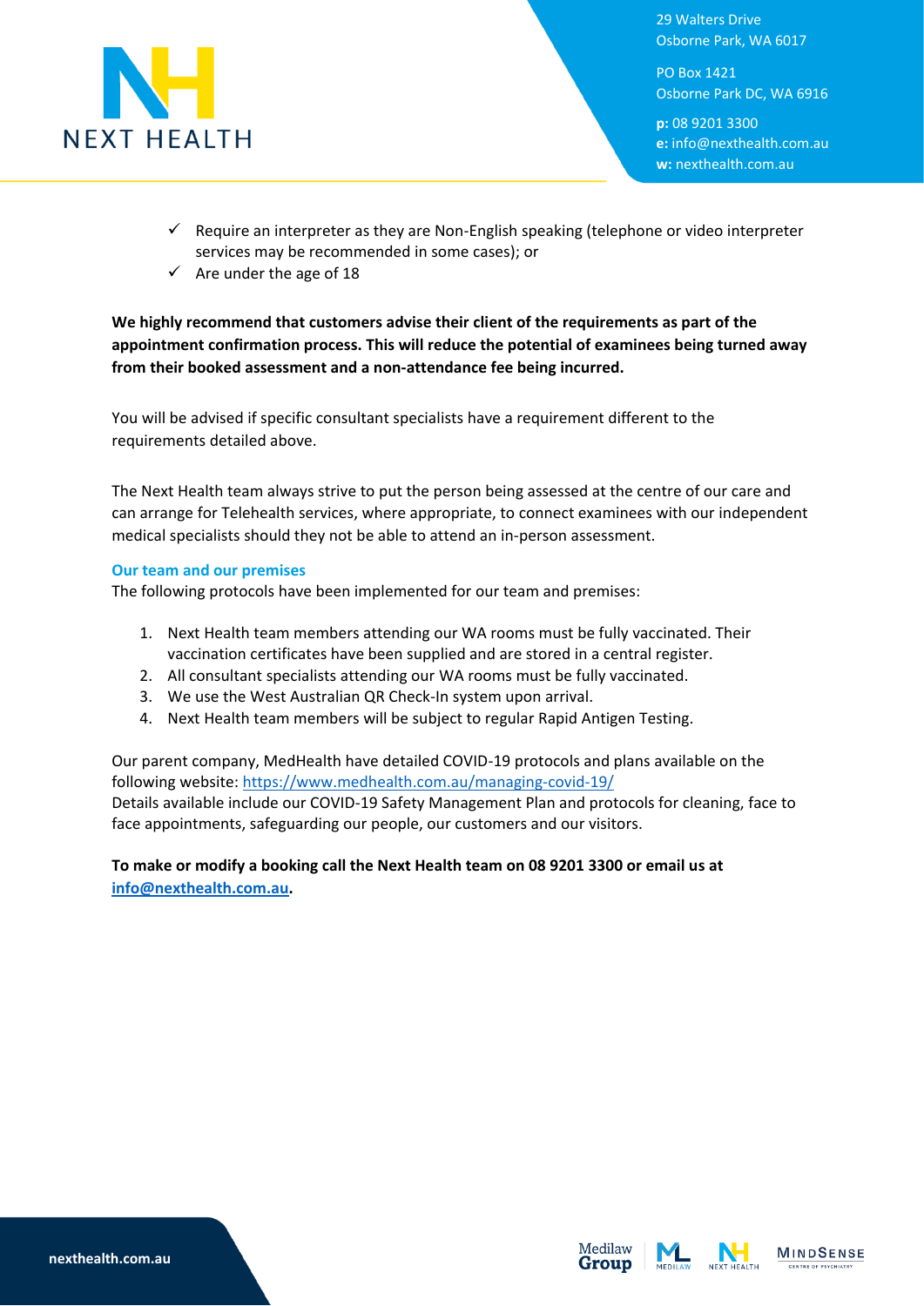- ✓ Require an interpreter as they are Non-English speaking (telephone or video interpreter services may be recommended in some cases); or
- ✓ Are under the age of 18

**We highly recommend that customers advise their client of the requirements as part of the appointment confirmation process. This will reduce the potential of examinees being turned away from their booked assessment and a non-attendance fee being incurred.**

You will be advised if specific consultant specialists have a requirement different to the requirements detailed above.

The Next Health team always strive to put the person being assessed at the centre of our care and can arrange for Telehealth services, where appropriate, to connect examinees with our independent medical specialists should they not be able to attend an in-person assessment.

### Our team and our premises

The following protocols have been implemented for our team and premises:

1. Next Health team members attending our WA rooms must be fully vaccinated. Their vaccination certificates have been supplied and are stored in a central register.
2. All consultant specialists attending our WA rooms must be fully vaccinated.
3. We use the West Australian QR Check-In system upon arrival.
4. Next Health team members will be subject to regular Rapid Antigen Testing.

Our parent company, MedHealth have detailed COVID-19 protocols and plans available on the following website: https://www.medhealth.com.au/managing-covid-19/
Details available include our COVID-19 Safety Management Plan and protocols for cleaning, face to face appointments, safeguarding our people, our customers and our visitors.

**To make or modify a booking call the Next Health team on 08 9201 3300 or email us at info@nexthealth.com.au.**